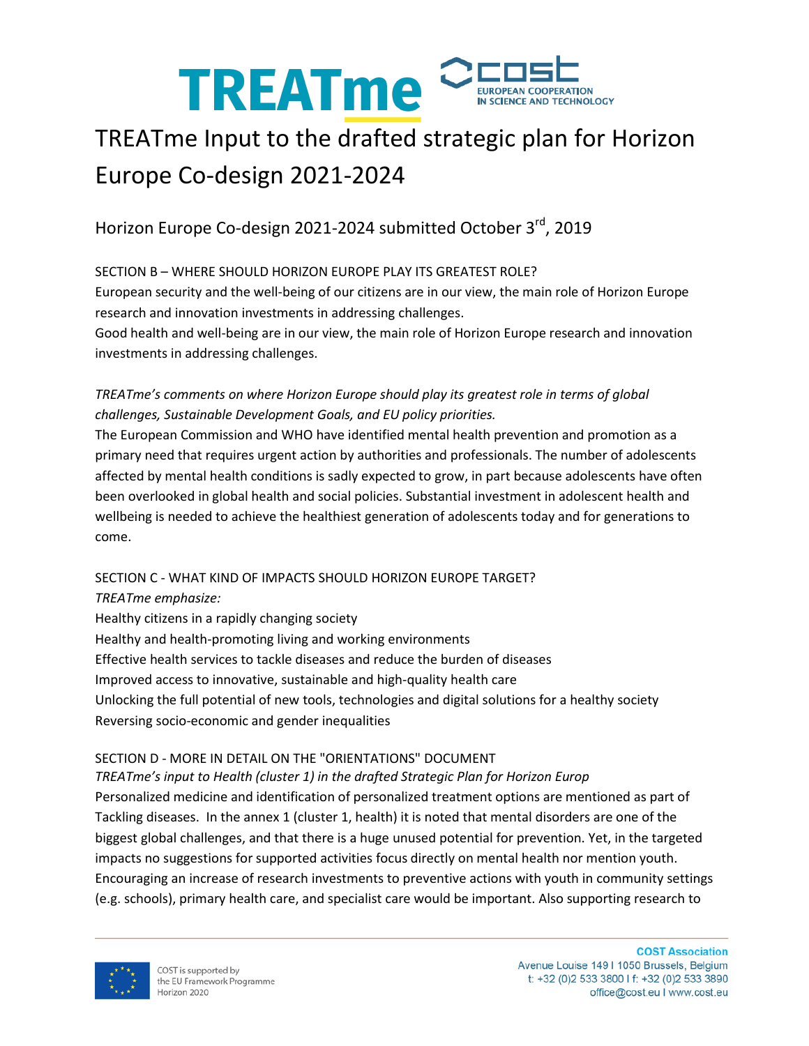# TREATme Input to the drafted strategic plan for Horizon Europe Co-design 2021-2024

## Horizon Europe Co-design 2021-2024 submitted October 3rd, 2019

SECTION B – WHERE SHOULD HORIZON EUROPE PLAY ITS GREATEST ROLE?

European security and the well-being of our citizens are in our view, the main role of Horizon Europe research and innovation investments in addressing challenges.

Good health and well-being are in our view, the main role of Horizon Europe research and innovation investments in addressing challenges.

*TREATme's comments on where Horizon Europe should play its greatest role in terms of global challenges, Sustainable Development Goals, and EU policy priorities.*

The European Commission and WHO have identified mental health prevention and promotion as a primary need that requires urgent action by authorities and professionals. The number of adolescents affected by mental health conditions is sadly expected to grow, in part because adolescents have often been overlooked in global health and social policies. Substantial investment in adolescent health and wellbeing is needed to achieve the healthiest generation of adolescents today and for generations to come.

SECTION C - WHAT KIND OF IMPACTS SHOULD HORIZON EUROPE TARGET?

*TREATme emphasize:*

Healthy citizens in a rapidly changing society
Healthy and health-promoting living and working environments
Effective health services to tackle diseases and reduce the burden of diseases
Improved access to innovative, sustainable and high-quality health care
Unlocking the full potential of new tools, technologies and digital solutions for a healthy society
Reversing socio-economic and gender inequalities

SECTION D - MORE IN DETAIL ON THE "ORIENTATIONS" DOCUMENT

*TREATme's input to Health (cluster 1) in the drafted Strategic Plan for Horizon Europ*

Personalized medicine and identification of personalized treatment options are mentioned as part of Tackling diseases. In the annex 1 (cluster 1, health) it is noted that mental disorders are one of the biggest global challenges, and that there is a huge unused potential for prevention. Yet, in the targeted impacts no suggestions for supported activities focus directly on mental health nor mention youth. Encouraging an increase of research investments to preventive actions with youth in community settings (e.g. schools), primary health care, and specialist care would be important. Also supporting research to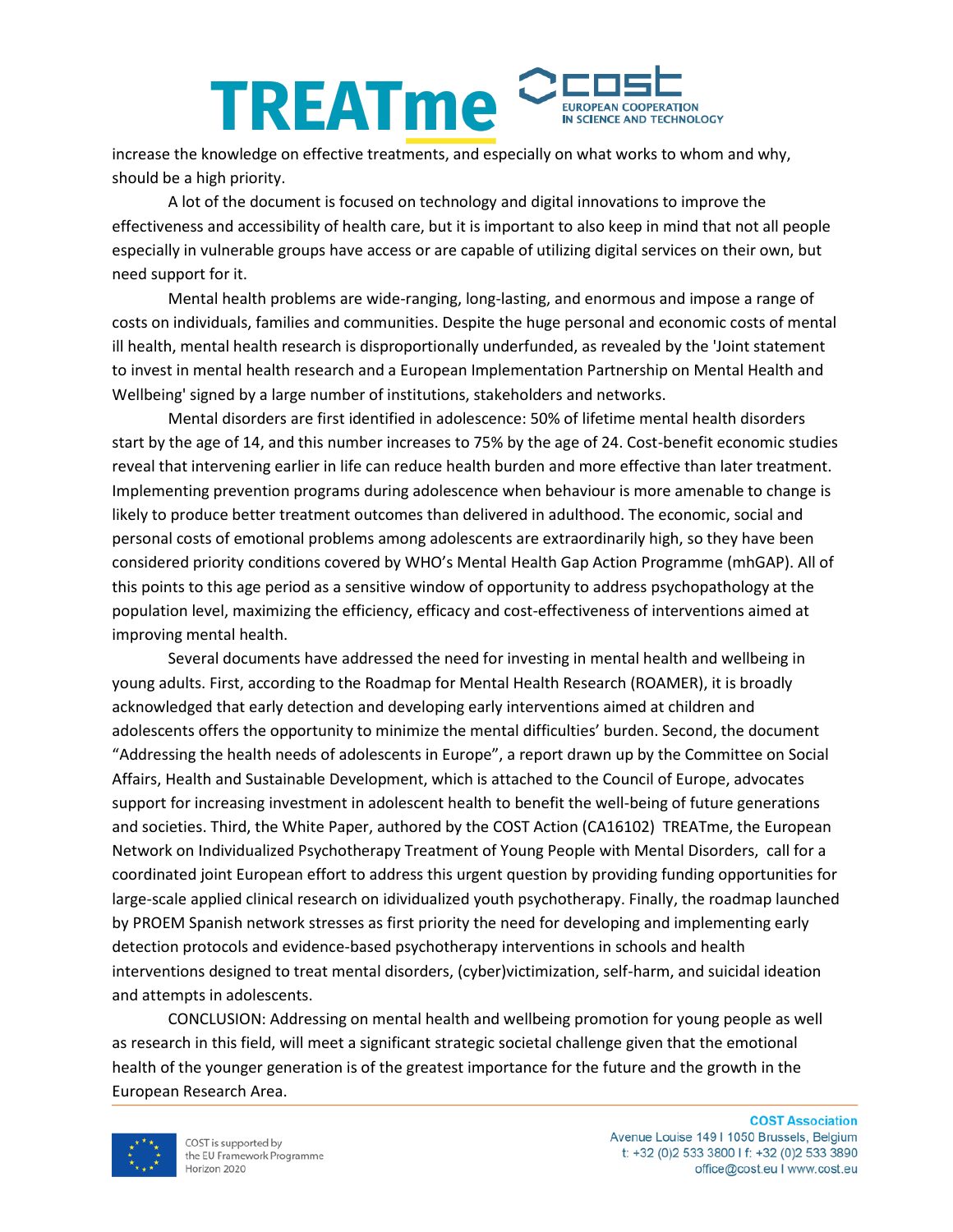increase the knowledge on effective treatments, and especially on what works to whom and why, should be a high priority.

A lot of the document is focused on technology and digital innovations to improve the effectiveness and accessibility of health care, but it is important to also keep in mind that not all people especially in vulnerable groups have access or are capable of utilizing digital services on their own, but need support for it.

Mental health problems are wide-ranging, long-lasting, and enormous and impose a range of costs on individuals, families and communities. Despite the huge personal and economic costs of mental ill health, mental health research is disproportionally underfunded, as revealed by the 'Joint statement to invest in mental health research and a European Implementation Partnership on Mental Health and Wellbeing' signed by a large number of institutions, stakeholders and networks.

Mental disorders are first identified in adolescence: 50% of lifetime mental health disorders start by the age of 14, and this number increases to 75% by the age of 24. Cost-benefit economic studies reveal that intervening earlier in life can reduce health burden and more effective than later treatment. Implementing prevention programs during adolescence when behaviour is more amenable to change is likely to produce better treatment outcomes than delivered in adulthood. The economic, social and personal costs of emotional problems among adolescents are extraordinarily high, so they have been considered priority conditions covered by WHO's Mental Health Gap Action Programme (mhGAP). All of this points to this age period as a sensitive window of opportunity to address psychopathology at the population level, maximizing the efficiency, efficacy and cost-effectiveness of interventions aimed at improving mental health.

Several documents have addressed the need for investing in mental health and wellbeing in young adults. First, according to the Roadmap for Mental Health Research (ROAMER), it is broadly acknowledged that early detection and developing early interventions aimed at children and adolescents offers the opportunity to minimize the mental difficulties' burden. Second, the document "Addressing the health needs of adolescents in Europe", a report drawn up by the Committee on Social Affairs, Health and Sustainable Development, which is attached to the Council of Europe, advocates support for increasing investment in adolescent health to benefit the well-being of future generations and societies. Third, the White Paper, authored by the COST Action (CA16102) TREATme, the European Network on Individualized Psychotherapy Treatment of Young People with Mental Disorders, call for a coordinated joint European effort to address this urgent question by providing funding opportunities for large-scale applied clinical research on idividualized youth psychotherapy. Finally, the roadmap launched by PROEM Spanish network stresses as first priority the need for developing and implementing early detection protocols and evidence-based psychotherapy interventions in schools and health interventions designed to treat mental disorders, (cyber)victimization, self-harm, and suicidal ideation and attempts in adolescents.

CONCLUSION: Addressing on mental health and wellbeing promotion for young people as well as research in this field, will meet a significant strategic societal challenge given that the emotional health of the younger generation is of the greatest importance for the future and the growth in the European Research Area.